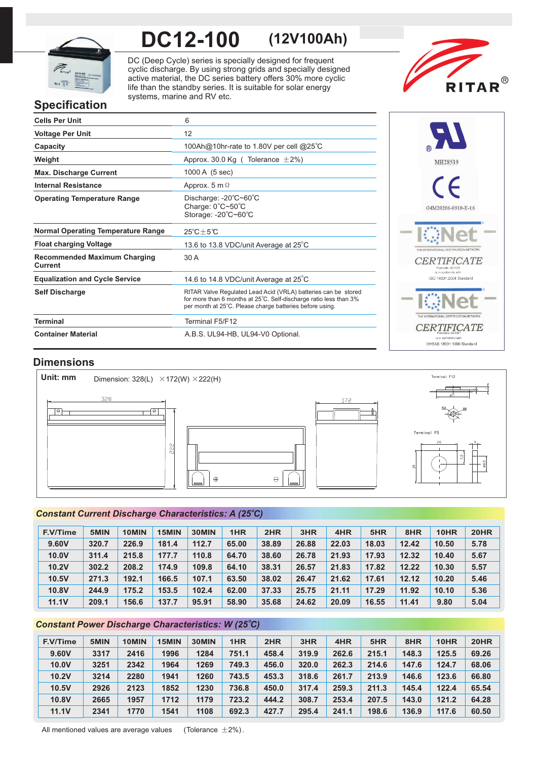# DC12-100 (12V100Ah)

DC (Deep Cycle) series is specially designed for frequent cyclic discharge. By using strong grids and specially designed active material, the DC series battery offers 30% more cyclic life than the standby series. It is suitable for solar energy systems, marine and RV etc.

RITAR®

## Specification

| | |
|---|---|
| **Cells Per Unit** | 6 |
| **Voltage Per Unit** | 12 |
| **Capacity** | 100Ah@10hr-rate to 1.80V per cell @25°C |
| **Weight** | Approx. 30.0 Kg ( Tolerance ±2%) |
| **Max. Discharge Current** | 1000 A (5 sec) |
| **Internal Resistance** | Approx. 5 mΩ |
| **Operating Temperature Range** | Discharge: -20°C~60°C<br>Charge: 0°C~50°C<br>Storage: -20°C~60°C |
| **Normal Operating Temperature Range** | 25°C±5°C |
| **Float charging Voltage** | 13.6 to 13.8 VDC/unit Average at 25°C |
| **Recommended Maximum Charging Current** | 30 A |
| **Equalization and Cycle Service** | 14.6 to 14.8 VDC/unit Average at 25°C |
| **Self Discharge** | RITAR Valve Regulated Lead Acid (VRLA) batteries can be stored for more than 6 months at 25°C. Self-discharge ratio less than 3% per month at 25°C. Please charge batteries before using. |
| **Terminal** | Terminal F5/F12 |
| **Container Material** | A.B.S. UL94-HB, UL94-V0 Optional. |

MH28539

G4M20206-0910-E-16

IQNet — THE INTERNATIONAL CERTIFICATION NETWORK — CERTIFICATE — ISO 14001:2004 Standard

IQNet — THE INTERNATIONAL CERTIFICATION NETWORK — CERTIFICATE — OHSAS 18001:1999 Standard

## Dimensions

**Unit: mm** Dimension: 328(L) ×172(W) ×222(H)

Terminal F12

Terminal F5

## Constant Current Discharge Characteristics: A (25°C)

| F.V/Time | 5MIN | 10MIN | 15MIN | 30MIN | 1HR | 2HR | 3HR | 4HR | 5HR | 8HR | 10HR | 20HR |
|---|---|---|---|---|---|---|---|---|---|---|---|---|
| 9.60V | 320.7 | 226.9 | 181.4 | 112.7 | 65.00 | 38.89 | 26.88 | 22.03 | 18.03 | 12.42 | 10.50 | 5.78 |
| 10.0V | 311.4 | 215.8 | 177.7 | 110.8 | 64.70 | 38.60 | 26.78 | 21.93 | 17.93 | 12.32 | 10.40 | 5.67 |
| 10.2V | 302.2 | 208.2 | 174.9 | 109.8 | 64.10 | 38.31 | 26.57 | 21.83 | 17.82 | 12.22 | 10.30 | 5.57 |
| 10.5V | 271.3 | 192.1 | 166.5 | 107.1 | 63.50 | 38.02 | 26.47 | 21.62 | 17.61 | 12.12 | 10.20 | 5.46 |
| 10.8V | 244.9 | 175.2 | 153.5 | 102.4 | 62.00 | 37.33 | 25.75 | 21.11 | 17.29 | 11.92 | 10.10 | 5.36 |
| 11.1V | 209.1 | 156.6 | 137.7 | 95.91 | 58.90 | 35.68 | 24.62 | 20.09 | 16.55 | 11.41 | 9.80 | 5.04 |

## Constant Power Discharge Characteristics: W (25°C)

| F.V/Time | 5MIN | 10MIN | 15MIN | 30MIN | 1HR | 2HR | 3HR | 4HR | 5HR | 8HR | 10HR | 20HR |
|---|---|---|---|---|---|---|---|---|---|---|---|---|
| 9.60V | 3317 | 2416 | 1996 | 1284 | 751.1 | 458.4 | 319.9 | 262.6 | 215.1 | 148.3 | 125.5 | 69.26 |
| 10.0V | 3251 | 2342 | 1964 | 1269 | 749.3 | 456.0 | 320.0 | 262.3 | 214.6 | 147.6 | 124.7 | 68.06 |
| 10.2V | 3214 | 2280 | 1941 | 1260 | 743.5 | 453.3 | 318.6 | 261.7 | 213.9 | 146.6 | 123.6 | 66.80 |
| 10.5V | 2926 | 2123 | 1852 | 1230 | 736.8 | 450.0 | 317.4 | 259.3 | 211.3 | 145.4 | 122.4 | 65.54 |
| 10.8V | 2665 | 1957 | 1712 | 1179 | 723.2 | 444.2 | 308.7 | 253.4 | 207.5 | 143.0 | 121.2 | 64.28 |
| 11.1V | 2341 | 1770 | 1541 | 1108 | 692.3 | 427.7 | 295.4 | 241.1 | 198.6 | 136.9 | 117.6 | 60.50 |

All mentioned values are average values (Tolerance ±2%).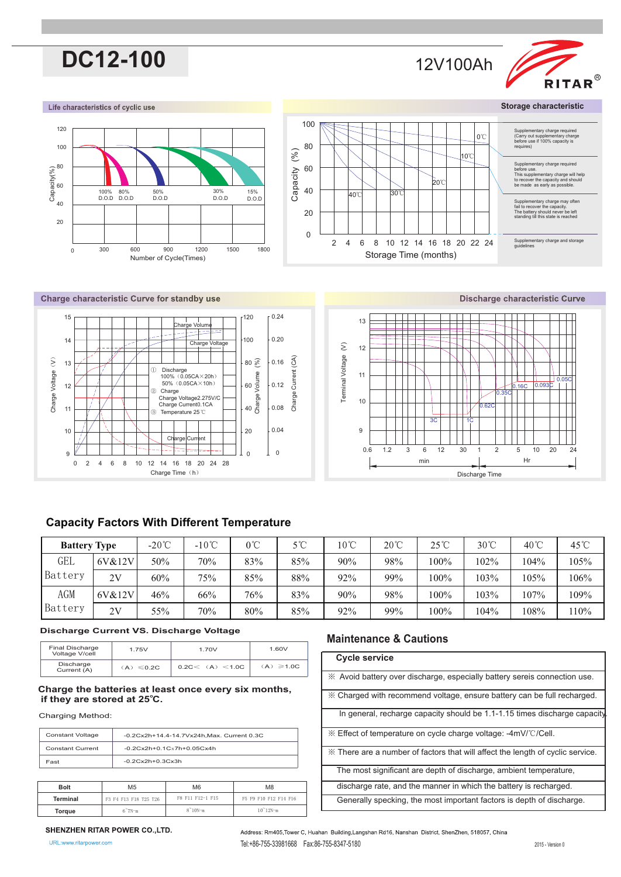# DC12-100

12V100Ah

RITAR®

## Life characteristics of cyclic use

Capacity(%)
120
100
80
60
40
20
0
300
600
900
1200
1500
1800
Number of Cycle(Times)
100% D.O.D
80% D.O.D
50% D.O.D
30% D.O.D
15% D.O.D

## Storage characteristic

Capacity (%)
100
80
60
40
20
0
2 4 6 8 10 12 14 16 18 20 22 24
Storage Time (months)
0℃
10℃
20℃
30℃
40℃

Supplementary charge required (Carry out supplementary charge before use if 100% capacity is requires)

Supplementary charge required before use. This supplementary charge will help to recover the capacity and should be made as early as possible.

Supplementary charge may often fail to recover the capacity. The battery should never be left standing till this state is reached

Supplementary charge and storage guidelines

## Charge characteristic Curve for standby use

Charge Voltage (V)
15
14
13
12
11
10
9
Charge Volume (%)
120
100
80
60
40
20
0
Charge Current (CA)
0.24
0.20
0.16
0.12
0.08
0.04
0
0 2 4 6 8 10 12 14 16 18 20 24 28
Charge Time (h)
Charge Volume
Charge Voltage
Charge Current

① Discharge 100% (0.05CA×20h) 50% (0.05CA×10h)
② Charge Charge Voltage2.275V/C Charge Current0.1CA
③ Temperature 25℃

## Discharge characteristic Curve

Terminal Voltage (V)
13
12
11
10
9
0.6 1.2 3 6 12 30 1 2 5 10 20 24
min
Hr
Discharge Time
3C
1C
0.62C
0.35C
0.16C
0.093C
0.05C

## Capacity Factors With Different Temperature

| Battery Type | | -20℃ | -10℃ | 0℃ | 5℃ | 10℃ | 20℃ | 25℃ | 30℃ | 40℃ | 45℃ |
|---|---|---|---|---|---|---|---|---|---|---|---|
| GEL Battery | 6V&12V | 50% | 70% | 83% | 85% | 90% | 98% | 100% | 102% | 104% | 105% |
| | 2V | 60% | 75% | 85% | 88% | 92% | 99% | 100% | 103% | 105% | 106% |
| AGM Battery | 6V&12V | 46% | 66% | 76% | 83% | 90% | 98% | 100% | 103% | 107% | 109% |
| | 2V | 55% | 70% | 80% | 85% | 92% | 99% | 100% | 104% | 108% | 110% |

### Discharge Current VS. Discharge Voltage

| Final Discharge Voltage V/cell | 1.75V | 1.70V | 1.60V |
|---|---|---|---|
| Discharge Current (A) | (A) ≤0.2C | 0.2C< (A) <1.0C | (A) ≥1.0C |

### Charge the batteries at least once every six months, if they are stored at 25℃.

Charging Method:

| | |
|---|---|
| Constant Voltage | -0.2Cx2h+14.4-14.7Vx24h,Max. Current 0.3C |
| Constant Current | -0.2Cx2h+0.1Cx7h+0.05Cx4h |
| Fast | -0.2Cx2h+0.3Cx3h |

| Bolt | M5 | M6 | M8 |
|---|---|---|---|
| Terminal | F3 F4 F13 F18 T25 T26 | F8 F11 F12-1 F15 | F5 F9 F10 F12 F14 F16 |
| Torque | 6~7N-m | 8~10N-m | 10~12N-m |

## Maintenance & Cautions

**Cycle service**

※ Avoid battery over discharge, especially battery sereis connection use.

※ Charged with recommend voltage, ensure battery can be full recharged.

In general, recharge capacity should be 1.1-1.15 times discharge capacity.

※ Effect of temperature on cycle charge voltage: -4mV/℃/Cell.

※ There are a number of factors that will affect the length of cyclic service.

The most significant are depth of discharge, ambient temperature, discharge rate, and the manner in which the battery is recharged.

Generally specking, the most important factors is depth of discharge.

**SHENZHEN RITAR POWER CO.,LTD.**

URL:www.ritarpower.com

Address: Rm405,Tower C, Huahan Building,Langshan Rd16, Nanshan District, ShenZhen, 518057, China

Tel:+86-755-33981668 Fax:86-755-8347-5180

2015 - Version 0